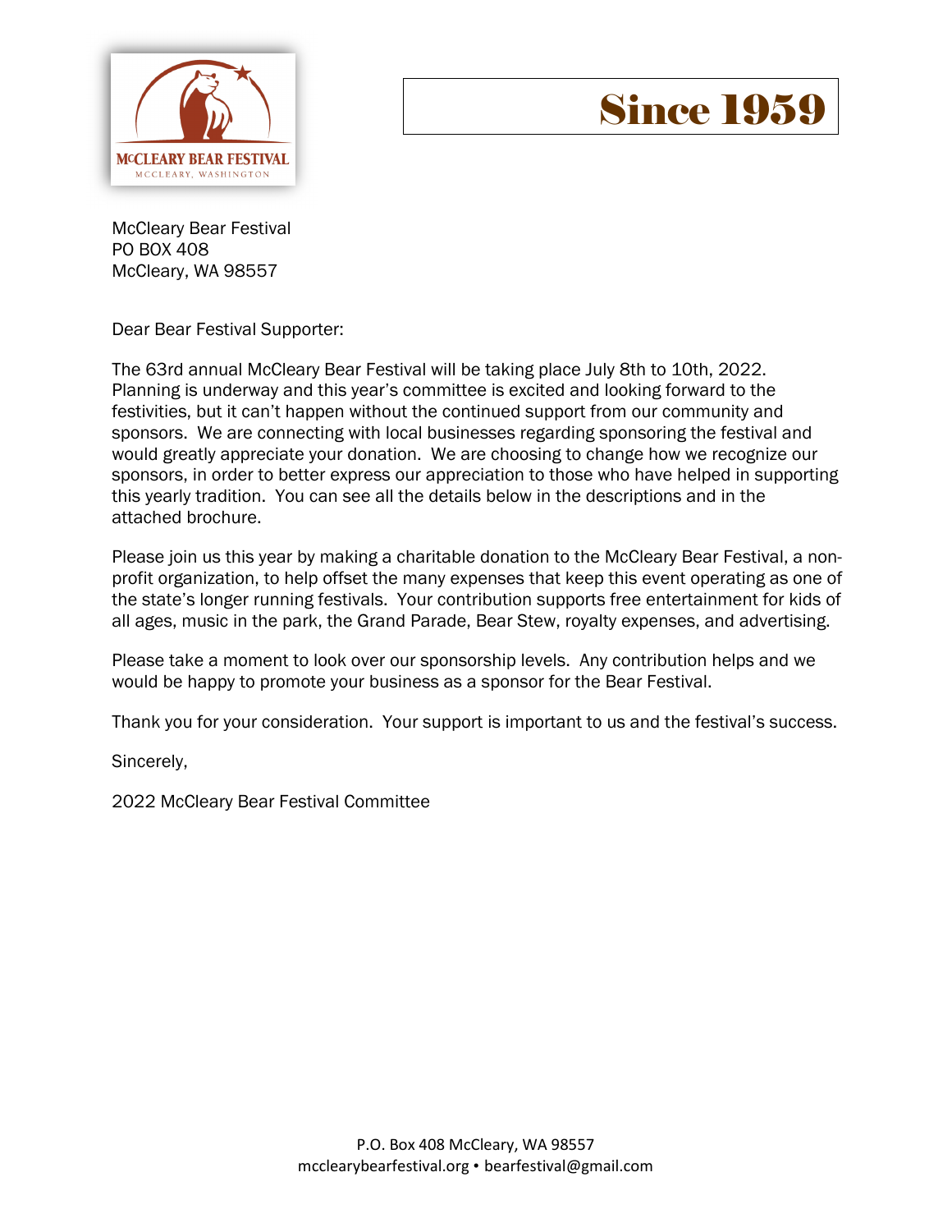McCleary Bear Festival
McCleary, Washington

# Since 1959

McCleary Bear Festival
PO BOX 408
McCleary, WA 98557

Dear Bear Festival Supporter:

The 63rd annual McCleary Bear Festival will be taking place July 8th to 10th, 2022. Planning is underway and this year's committee is excited and looking forward to the festivities, but it can't happen without the continued support from our community and sponsors. We are connecting with local businesses regarding sponsoring the festival and would greatly appreciate your donation. We are choosing to change how we recognize our sponsors, in order to better express our appreciation to those who have helped in supporting this yearly tradition. You can see all the details below in the descriptions and in the attached brochure.

Please join us this year by making a charitable donation to the McCleary Bear Festival, a non-profit organization, to help offset the many expenses that keep this event operating as one of the state's longer running festivals. Your contribution supports free entertainment for kids of all ages, music in the park, the Grand Parade, Bear Stew, royalty expenses, and advertising.

Please take a moment to look over our sponsorship levels. Any contribution helps and we would be happy to promote your business as a sponsor for the Bear Festival.

Thank you for your consideration. Your support is important to us and the festival's success.

Sincerely,

2022 McCleary Bear Festival Committee

P.O. Box 408 McCleary, WA 98557
mcclearybearfestival.org • bearfestival@gmail.com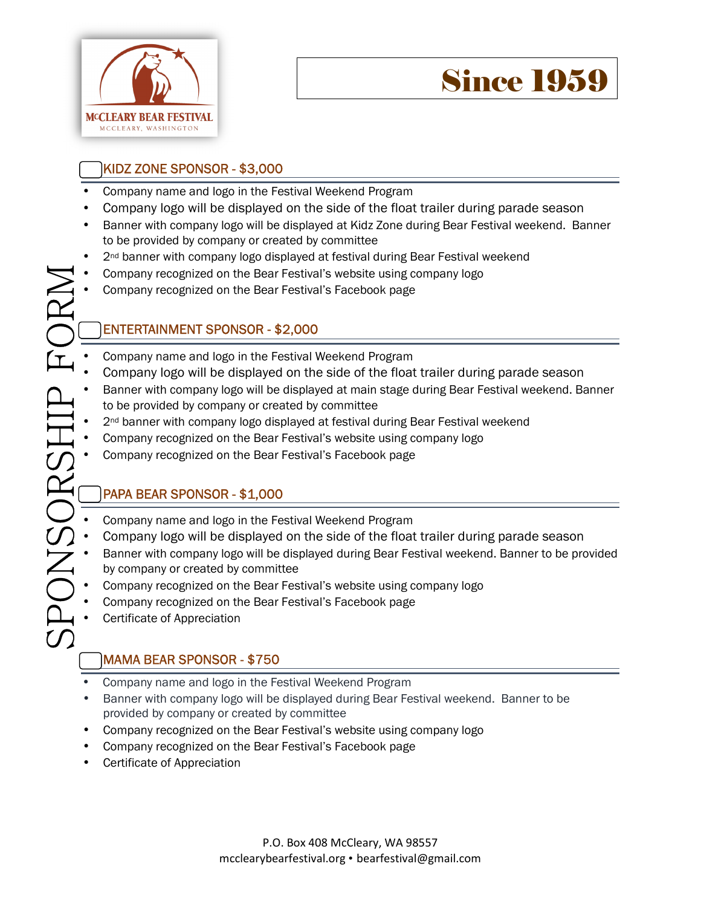MᶜCLEARY BEAR FESTIVAL
MCCLEARY, WASHINGTON

**Since 1959**

SPONSORSHIP FORM

## KIDZ ZONE SPONSOR - $3,000

- Company name and logo in the Festival Weekend Program
- Company logo will be displayed on the side of the float trailer during parade season
- Banner with company logo will be displayed at Kidz Zone during Bear Festival weekend. Banner to be provided by company or created by committee
- 2nd banner with company logo displayed at festival during Bear Festival weekend
- Company recognized on the Bear Festival's website using company logo
- Company recognized on the Bear Festival's Facebook page

## ENTERTAINMENT SPONSOR - $2,000

- Company name and logo in the Festival Weekend Program
- Company logo will be displayed on the side of the float trailer during parade season
- Banner with company logo will be displayed at main stage during Bear Festival weekend. Banner to be provided by company or created by committee
- 2nd banner with company logo displayed at festival during Bear Festival weekend
- Company recognized on the Bear Festival's website using company logo
- Company recognized on the Bear Festival's Facebook page

## PAPA BEAR SPONSOR - $1,000

- Company name and logo in the Festival Weekend Program
- Company logo will be displayed on the side of the float trailer during parade season
- Banner with company logo will be displayed during Bear Festival weekend. Banner to be provided by company or created by committee
- Company recognized on the Bear Festival's website using company logo
- Company recognized on the Bear Festival's Facebook page
- Certificate of Appreciation

## MAMA BEAR SPONSOR - $750

- Company name and logo in the Festival Weekend Program
- Banner with company logo will be displayed during Bear Festival weekend. Banner to be provided by company or created by committee
- Company recognized on the Bear Festival's website using company logo
- Company recognized on the Bear Festival's Facebook page
- Certificate of Appreciation

P.O. Box 408 McCleary, WA 98557
mcclearybearfestival.org • bearfestival@gmail.com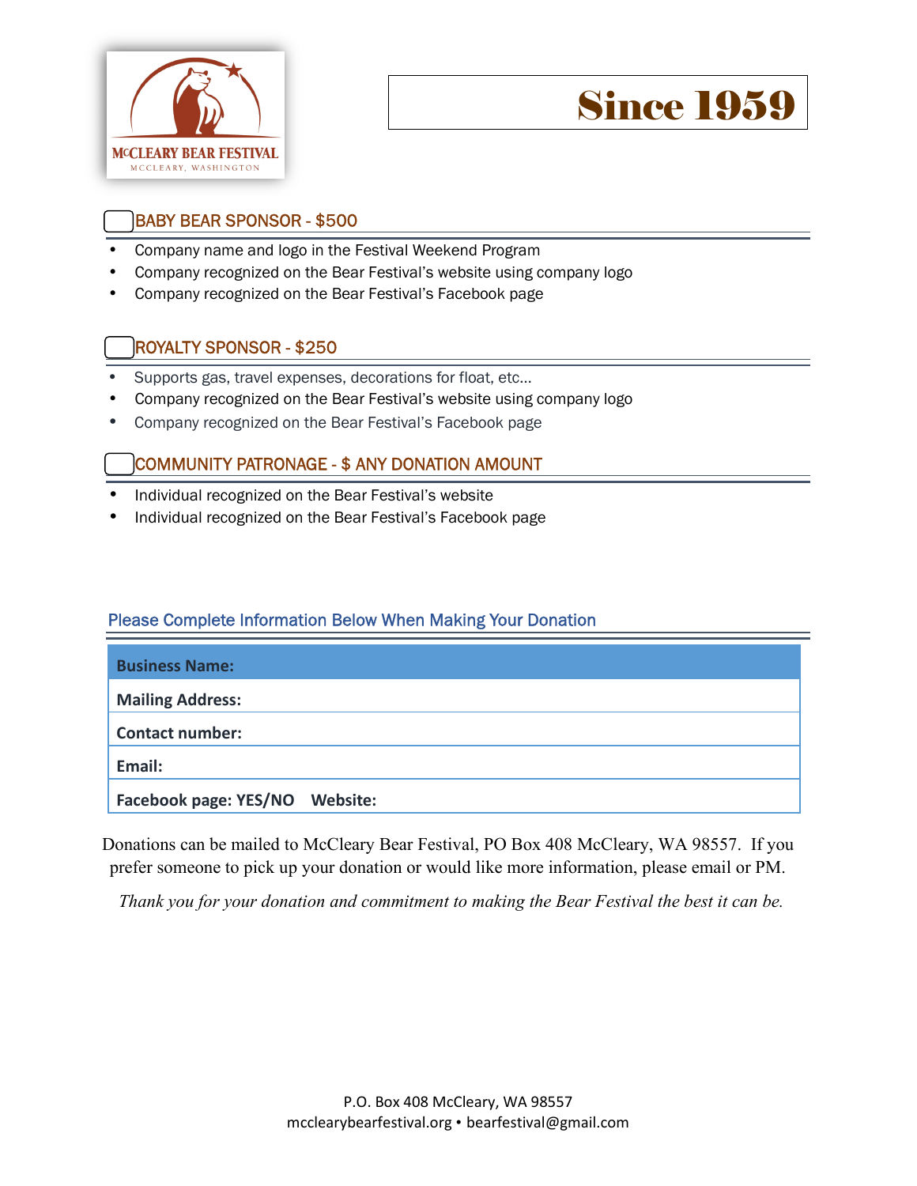McCLEARY BEAR FESTIVAL
MCCLEARY, WASHINGTON

# Since 1959

## ☐ BABY BEAR SPONSOR - $500

- Company name and logo in the Festival Weekend Program
- Company recognized on the Bear Festival's website using company logo
- Company recognized on the Bear Festival's Facebook page

## ☐ ROYALTY SPONSOR - $250

- Supports gas, travel expenses, decorations for float, etc…
- Company recognized on the Bear Festival's website using company logo
- Company recognized on the Bear Festival's Facebook page

## ☐ COMMUNITY PATRONAGE - $ ANY DONATION AMOUNT

- Individual recognized on the Bear Festival's website
- Individual recognized on the Bear Festival's Facebook page

## Please Complete Information Below When Making Your Donation

| Business Name: |
|---|
| Mailing Address: |
| Contact number: |
| Email: |
| Facebook page: YES/NO    Website: |

Donations can be mailed to McCleary Bear Festival, PO Box 408 McCleary, WA 98557. If you prefer someone to pick up your donation or would like more information, please email or PM.

*Thank you for your donation and commitment to making the Bear Festival the best it can be.*

P.O. Box 408 McCleary, WA 98557
mcclearybearfestival.org • bearfestival@gmail.com